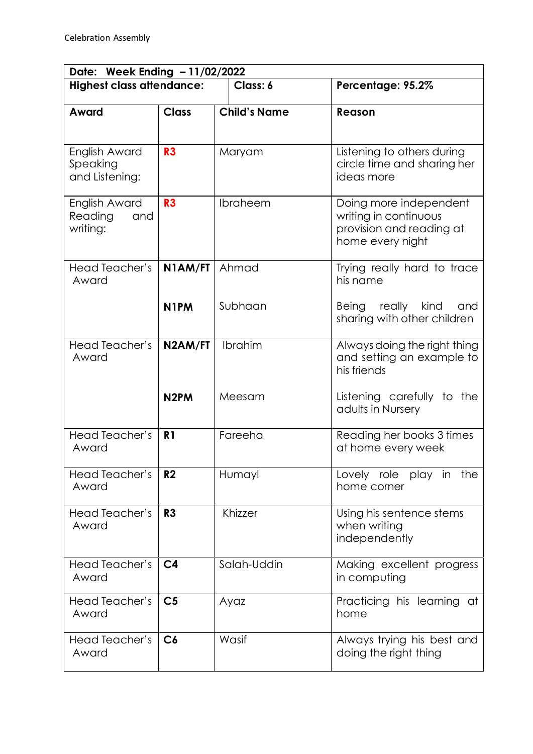Celebration Assembly

| Date: Week Ending – 11/02/2022 | | | |
|---|---|---|---|
| **Highest class attendance:** | | **Class: 6** | **Percentage: 95.2%** |
| **Award** | **Class** | **Child's Name** | **Reason** |
| English Award Speaking and Listening: | **R3** | Maryam | Listening to others during circle time and sharing her ideas more |
| English Award Reading and writing: | **R3** | Ibraheem | Doing more independent writing in continuous provision and reading at home every night |
| Head Teacher's Award | **N1AM/FT** | Ahmad | Trying really hard to trace his name |
| | **N1PM** | Subhaan | Being really kind and sharing with other children |
| Head Teacher's Award | **N2AM/FT** | Ibrahim | Always doing the right thing and setting an example to his friends |
| | **N2PM** | Meesam | Listening carefully to the adults in Nursery |
| Head Teacher's Award | **R1** | Fareeha | Reading her books 3 times at home every week |
| Head Teacher's Award | **R2** | Humayl | Lovely role play in the home corner |
| Head Teacher's Award | **R3** | Khizzer | Using his sentence stems when writing independently |
| Head Teacher's Award | **C4** | Salah-Uddin | Making excellent progress in computing |
| Head Teacher's Award | **C5** | Ayaz | Practicing his learning at home |
| Head Teacher's Award | **C6** | Wasif | Always trying his best and doing the right thing |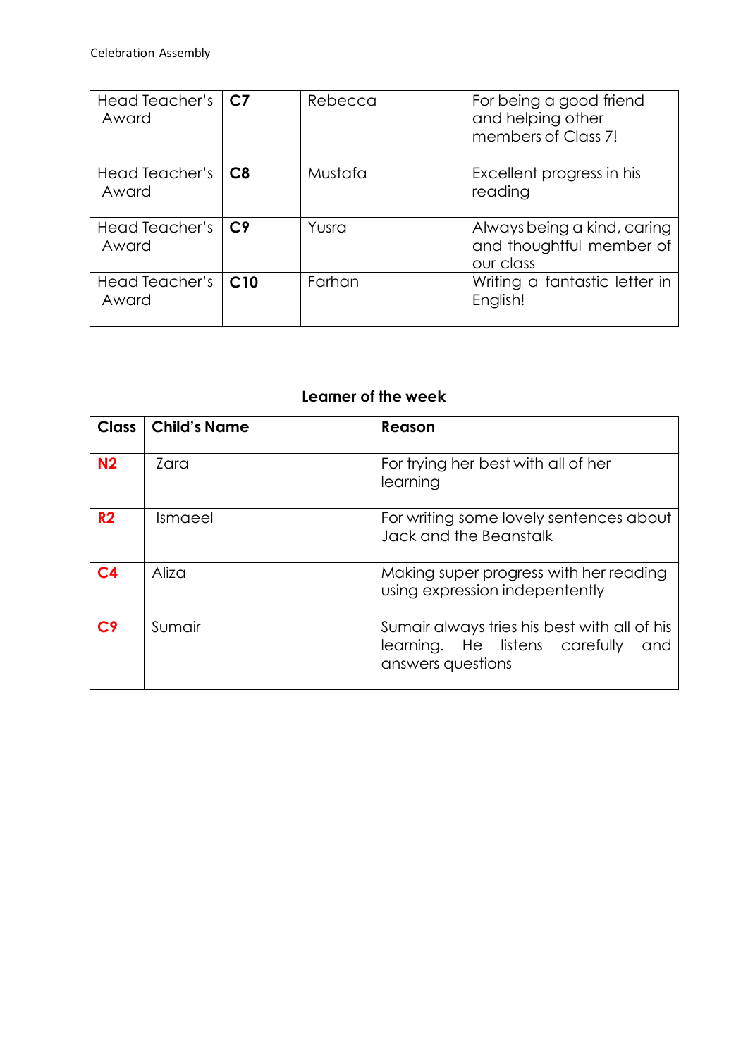| | | | |
|---|---|---|---|
| Head Teacher's Award | **C7** | Rebecca | For being a good friend and helping other members of Class 7! |
| Head Teacher's Award | **C8** | Mustafa | Excellent progress in his reading |
| Head Teacher's Award | **C9** | Yusra | Always being a kind, caring and thoughtful member of our class |
| Head Teacher's Award | **C10** | Farhan | Writing a fantastic letter in English! |

**Learner of the week**

| **Class** | **Child's Name** | **Reason** |
|---|---|---|
| **N2** | Zara | For trying her best with all of her learning |
| **R2** | Ismaeel | For writing some lovely sentences about Jack and the Beanstalk |
| **C4** | Aliza | Making super progress with her reading using expression indepentently |
| **C9** | Sumair | Sumair always tries his best with all of his learning. He listens carefully and answers questions |